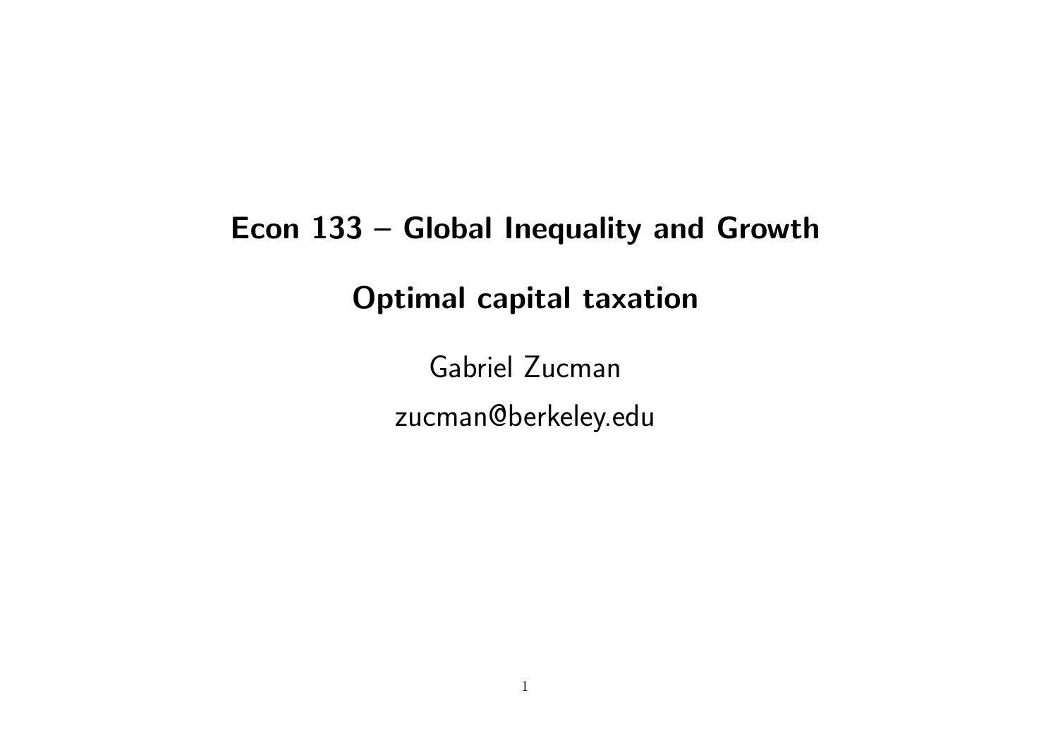# Econ 133 – Global Inequality and Growth

## Optimal capital taxation

Gabriel Zucman

zucman@berkeley.edu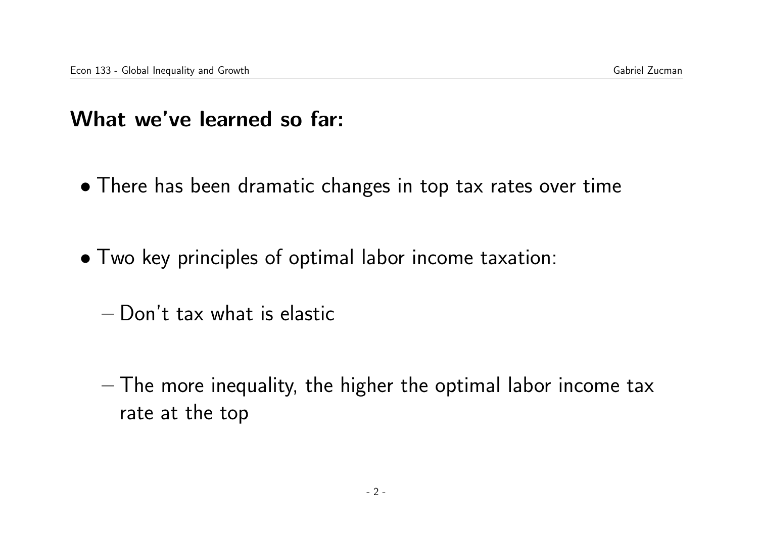## What we've learned so far:

- There has been dramatic changes in top tax rates over time

- Two key principles of optimal labor income taxation:

  - Don't tax what is elastic

  - The more inequality, the higher the optimal labor income tax rate at the top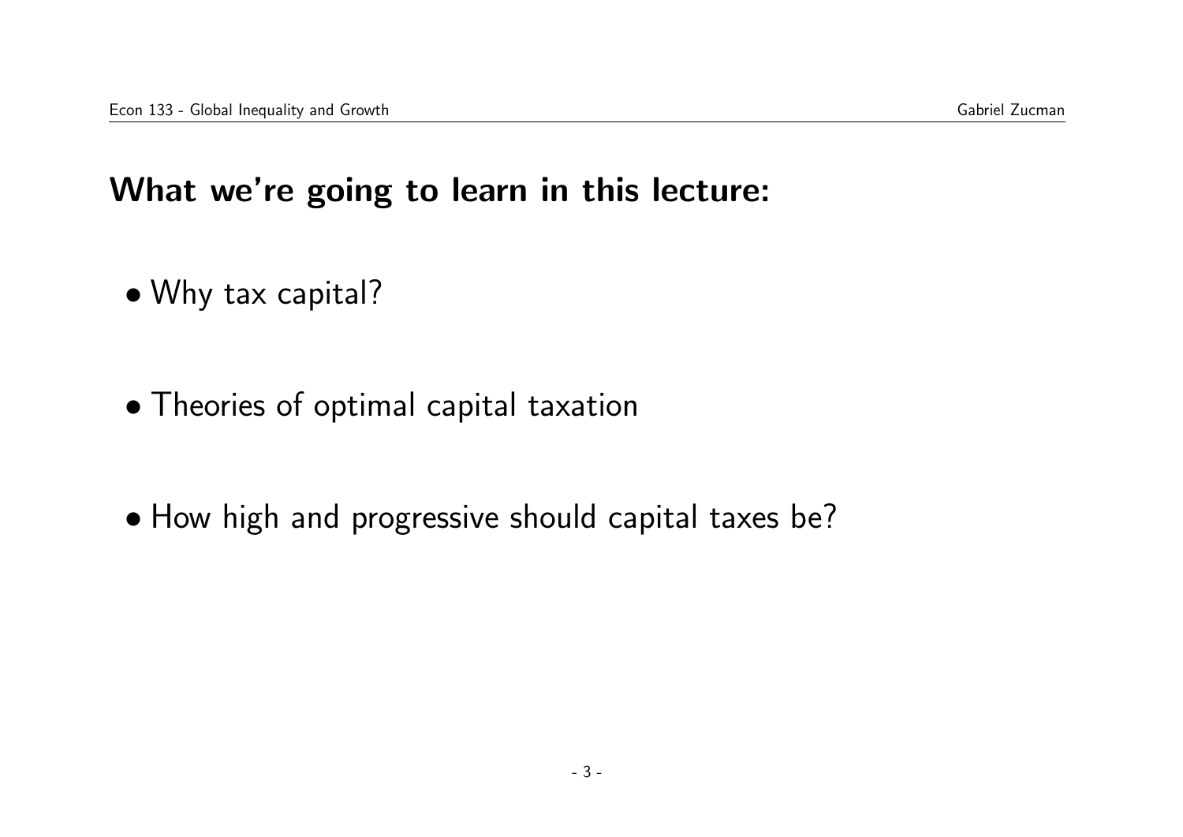## What we're going to learn in this lecture:

- Why tax capital?

- Theories of optimal capital taxation

- How high and progressive should capital taxes be?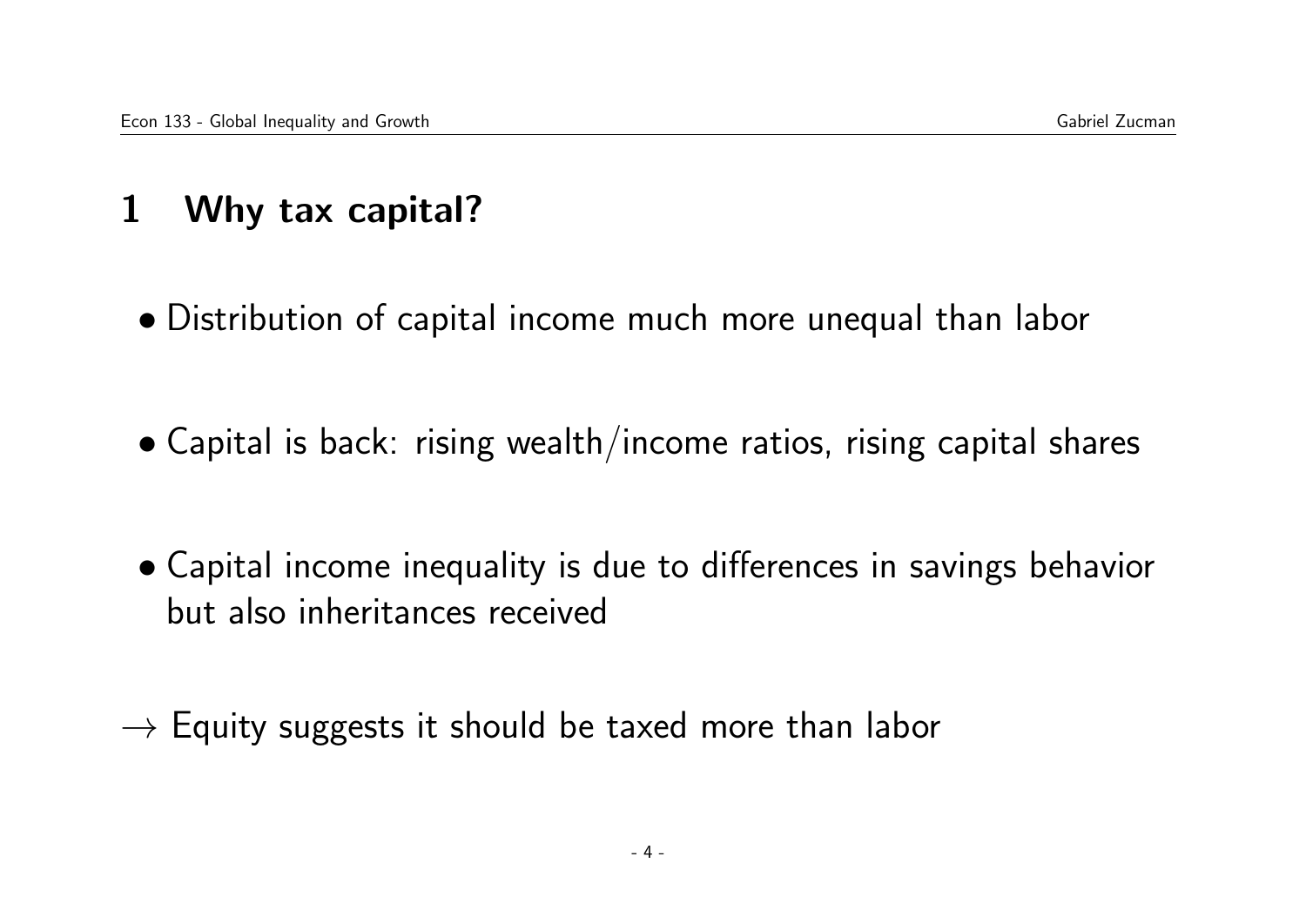# 1 Why tax capital?

- Distribution of capital income much more unequal than labor

- Capital is back: rising wealth/income ratios, rising capital shares

- Capital income inequality is due to differences in savings behavior but also inheritances received

$\rightarrow$ Equity suggests it should be taxed more than labor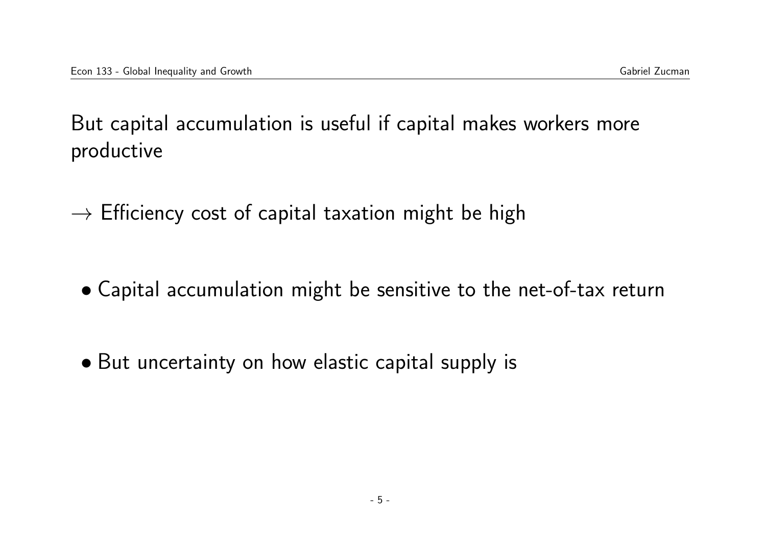# But capital accumulation is useful if capital makes workers more productive

$\rightarrow$ Efficiency cost of capital taxation might be high

- Capital accumulation might be sensitive to the net-of-tax return

- But uncertainty on how elastic capital supply is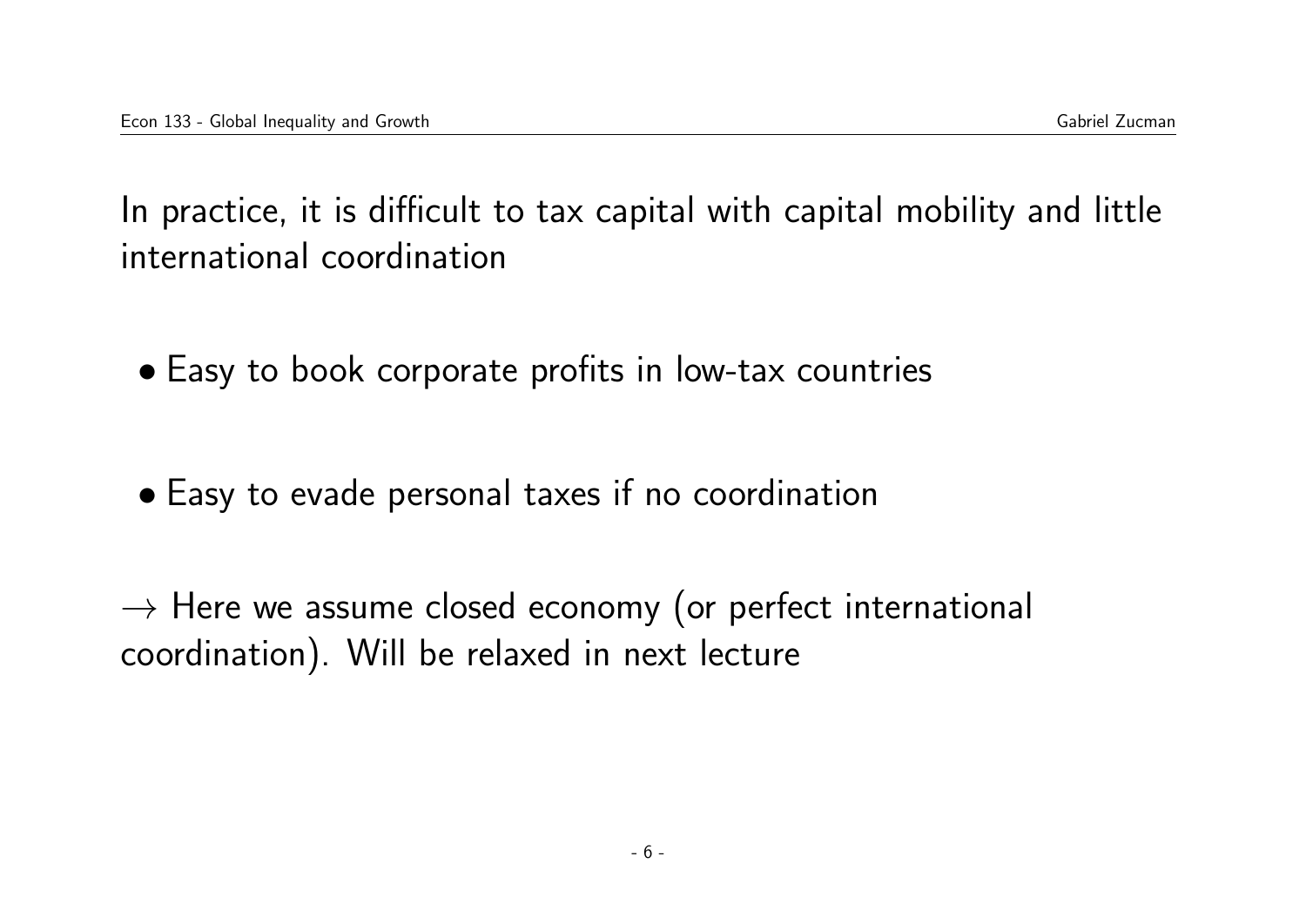In practice, it is difficult to tax capital with capital mobility and little international coordination

- Easy to book corporate profits in low-tax countries

- Easy to evade personal taxes if no coordination

$\rightarrow$ Here we assume closed economy (or perfect international coordination). Will be relaxed in next lecture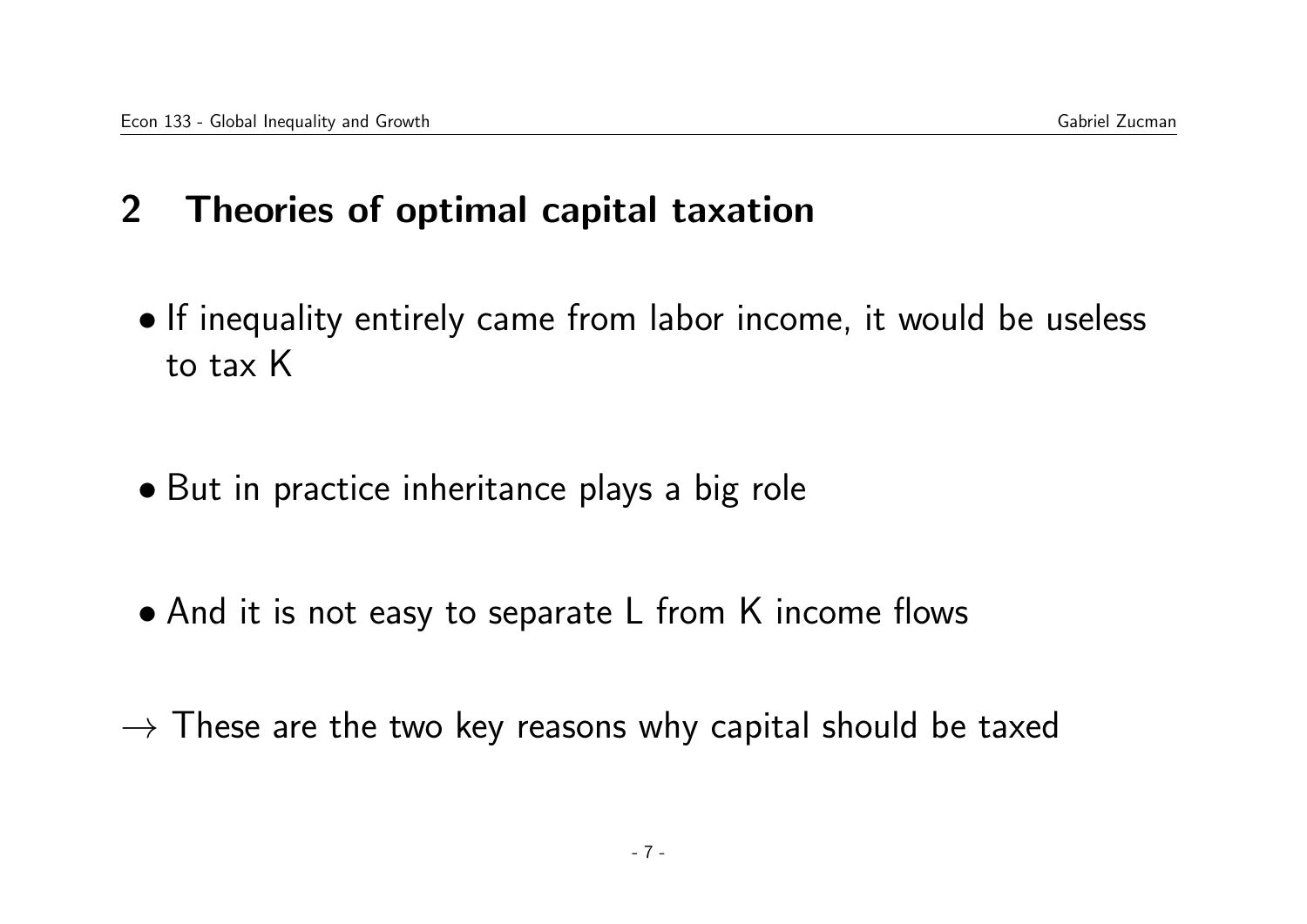## 2 Theories of optimal capital taxation

- If inequality entirely came from labor income, it would be useless to tax K

- But in practice inheritance plays a big role

- And it is not easy to separate L from K income flows

$\rightarrow$ These are the two key reasons why capital should be taxed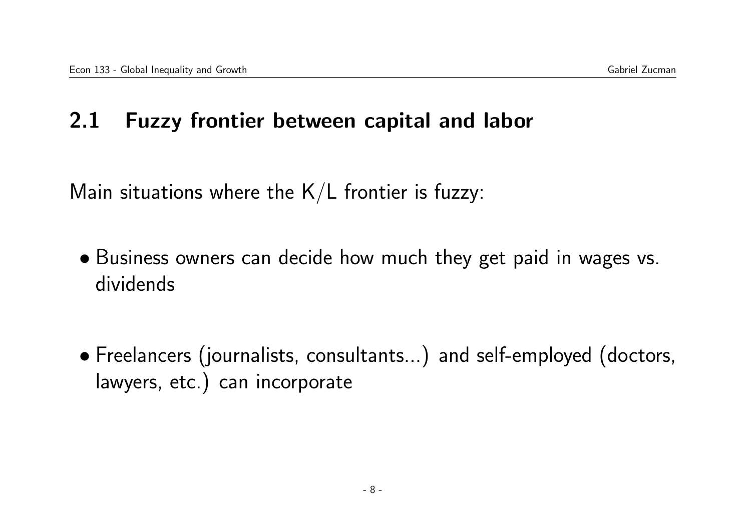## 2.1 Fuzzy frontier between capital and labor

Main situations where the K/L frontier is fuzzy:

- Business owners can decide how much they get paid in wages vs. dividends

- Freelancers (journalists, consultants...) and self-employed (doctors, lawyers, etc.) can incorporate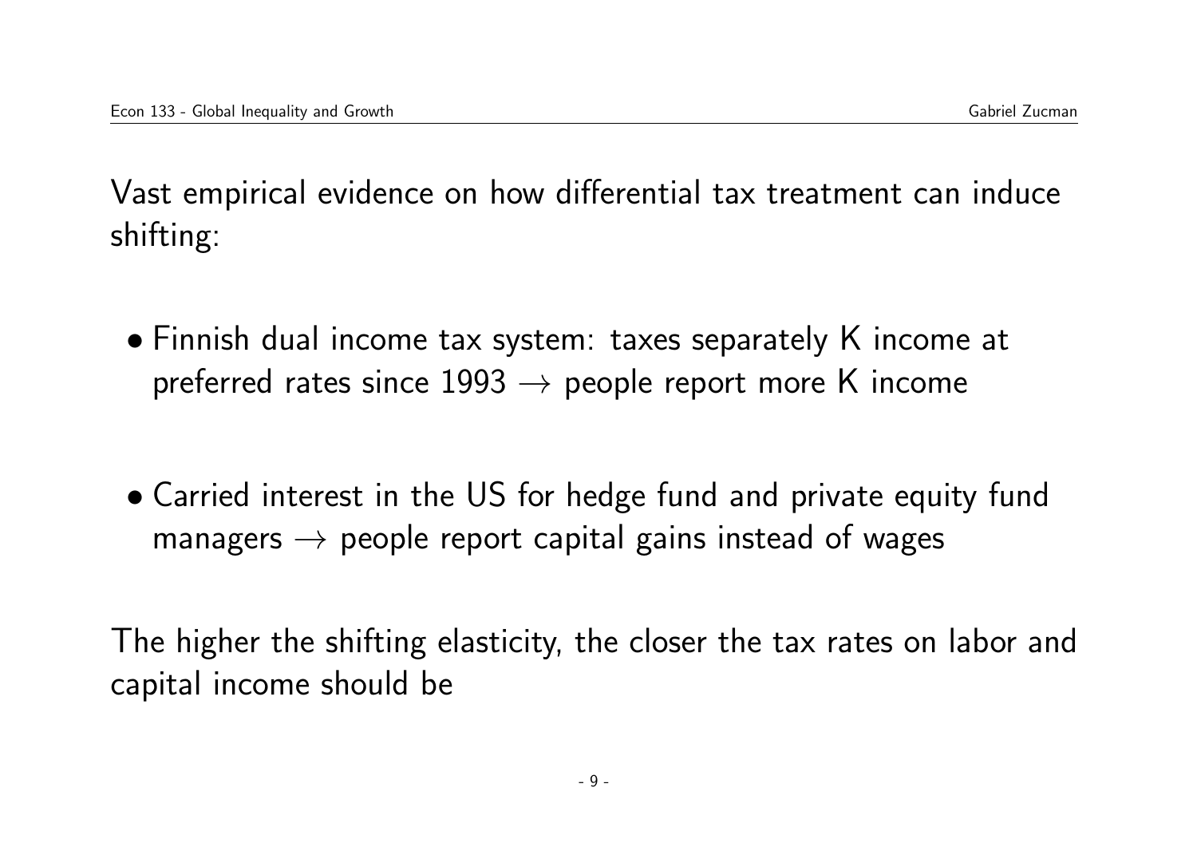Vast empirical evidence on how differential tax treatment can induce shifting:

- Finnish dual income tax system: taxes separately K income at preferred rates since 1993 $\rightarrow$ people report more K income

- Carried interest in the US for hedge fund and private equity fund managers $\rightarrow$ people report capital gains instead of wages

The higher the shifting elasticity, the closer the tax rates on labor and capital income should be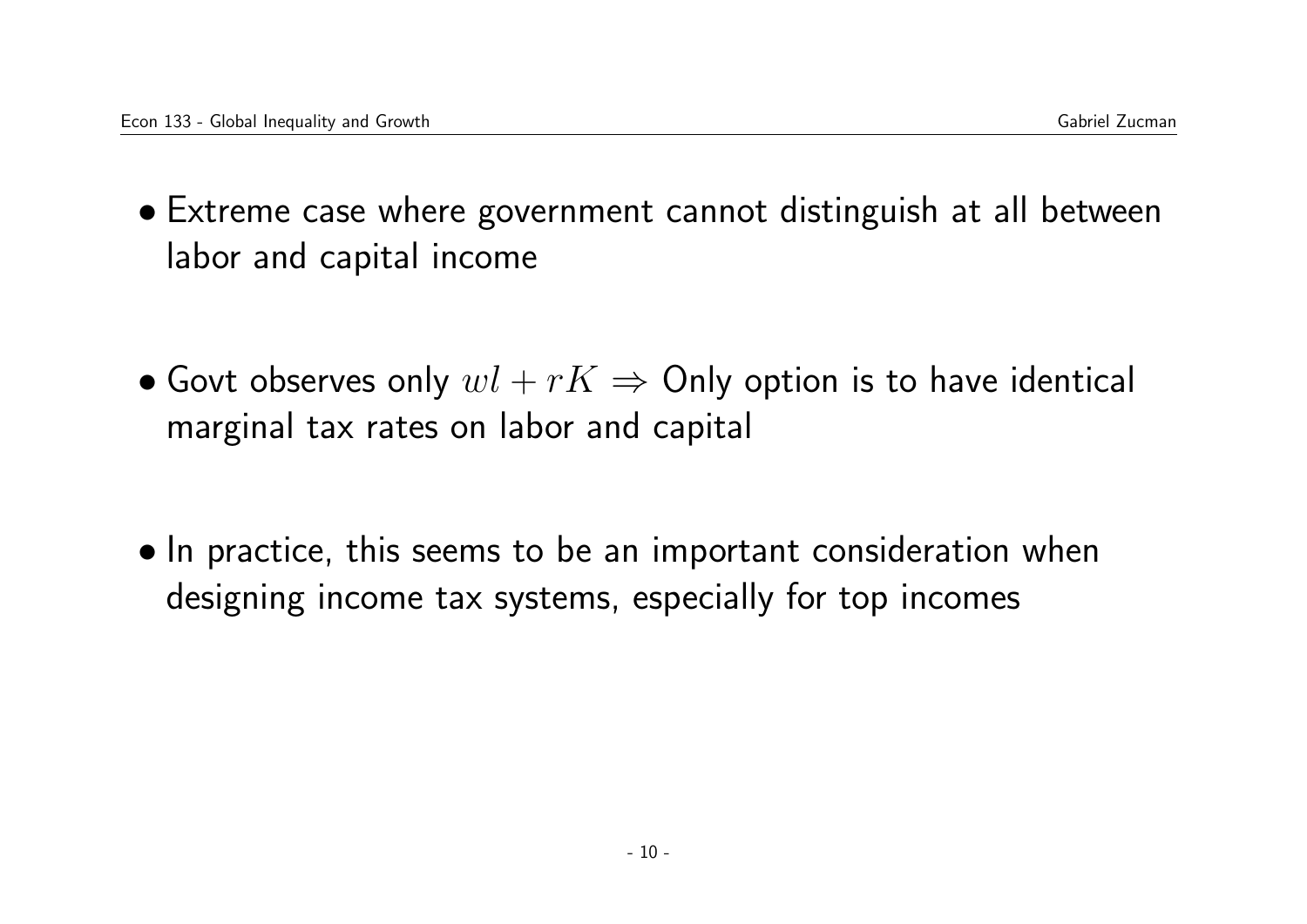- Extreme case where government cannot distinguish at all between labor and capital income

- Govt observes only $wl + rK \Rightarrow$ Only option is to have identical marginal tax rates on labor and capital

- In practice, this seems to be an important consideration when designing income tax systems, especially for top incomes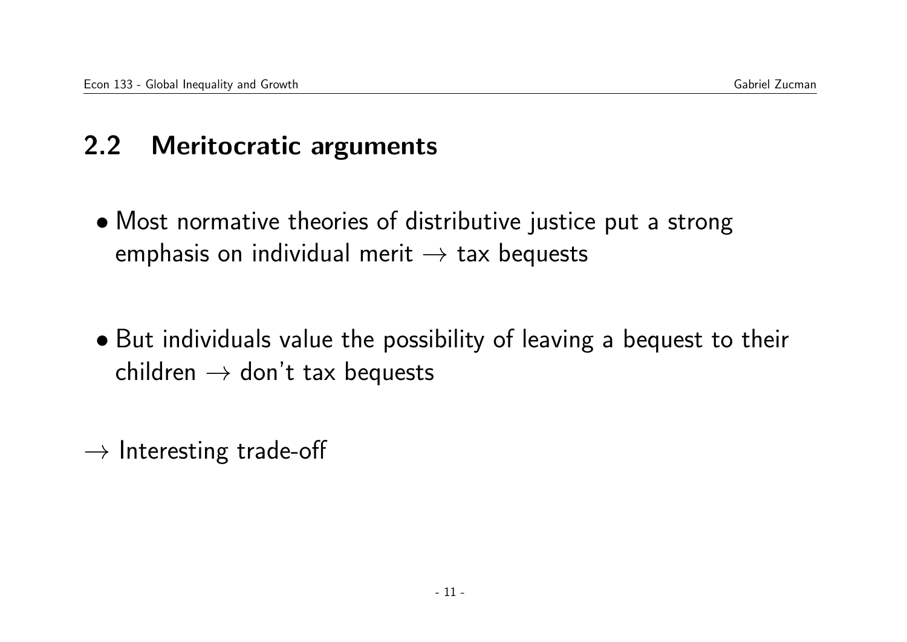## 2.2 Meritocratic arguments

- Most normative theories of distributive justice put a strong emphasis on individual merit $\rightarrow$ tax bequests

- But individuals value the possibility of leaving a bequest to their children $\rightarrow$ don't tax bequests

$\rightarrow$ Interesting trade-off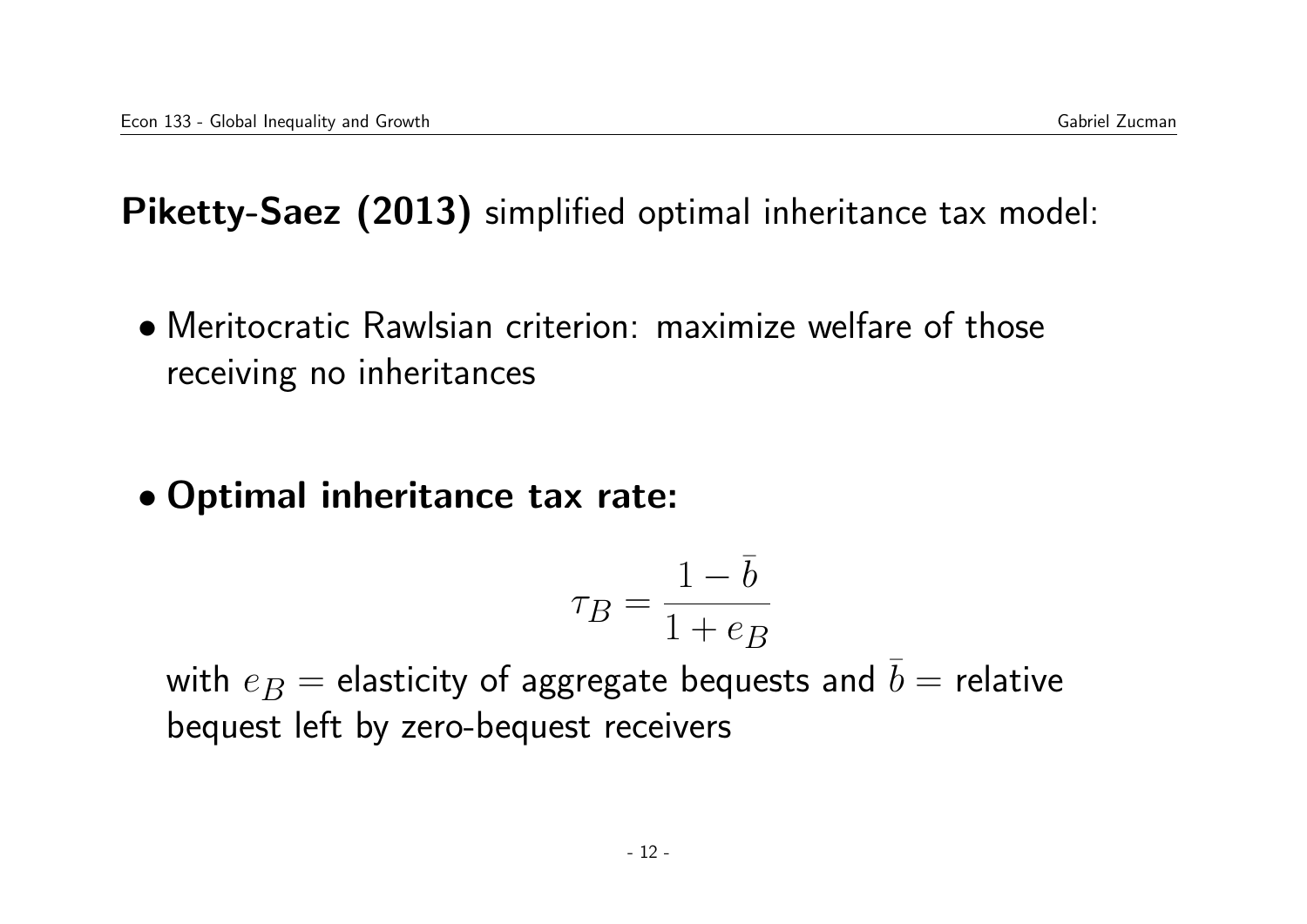**Piketty-Saez (2013)** simplified optimal inheritance tax model:

- Meritocratic Rawlsian criterion: maximize welfare of those receiving no inheritances

- **Optimal inheritance tax rate:**

$$\tau_B = \frac{1 - \bar{b}}{1 + e_B}$$

with $e_B$ = elasticity of aggregate bequests and $\bar{b}$ = relative bequest left by zero-bequest receivers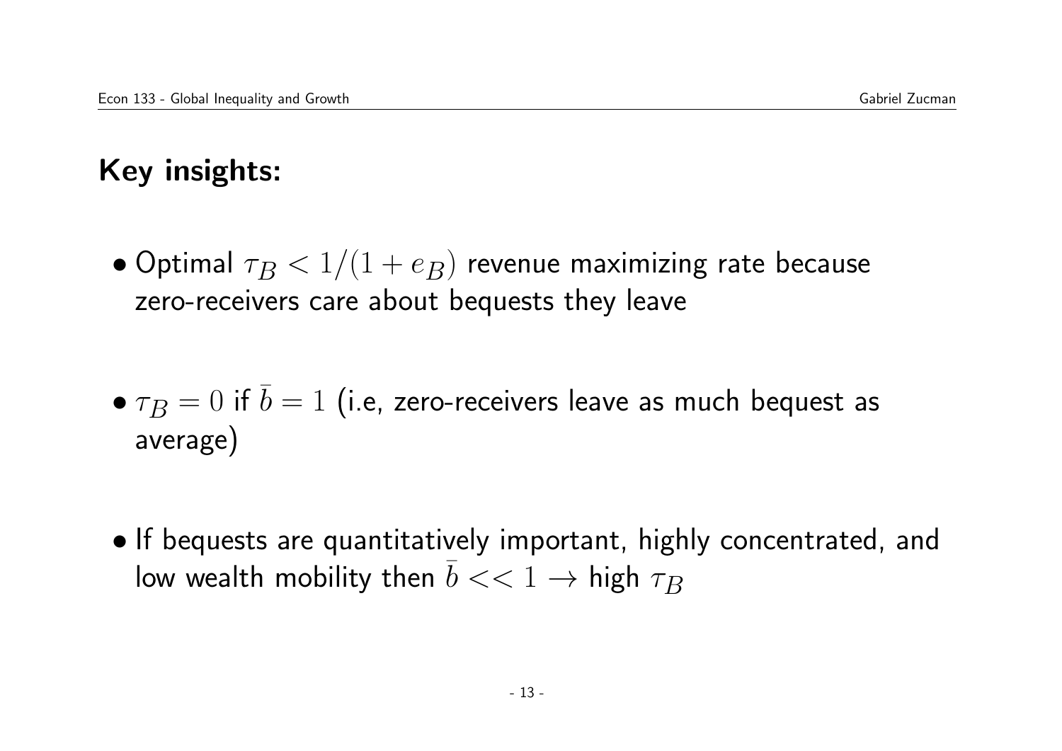## Key insights:

- Optimal $\tau_B < 1/(1 + e_B)$ revenue maximizing rate because zero-receivers care about bequests they leave

- $\tau_B = 0$ if $\bar{b} = 1$ (i.e, zero-receivers leave as much bequest as average)

- If bequests are quantitatively important, highly concentrated, and low wealth mobility then $\bar{b} << 1 \rightarrow$ high $\tau_B$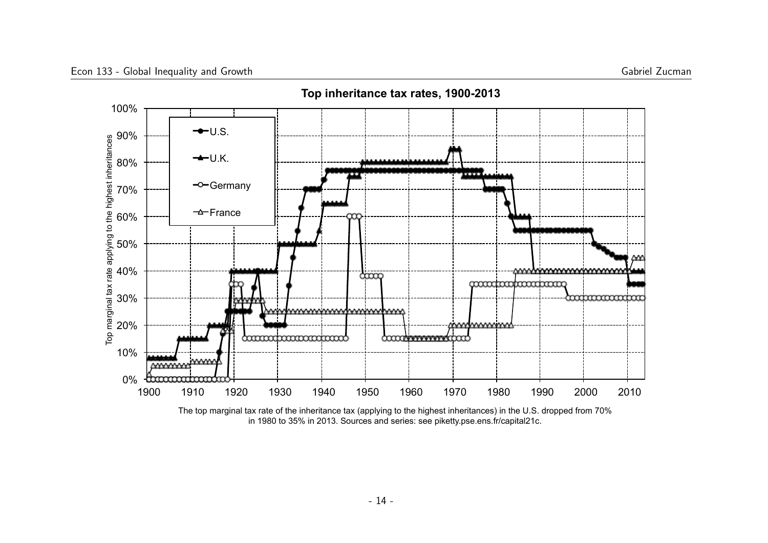**Top inheritance tax rates, 1900-2013**

The top marginal tax rate of the inheritance tax (applying to the highest inheritances) in the U.S. dropped from 70% in 1980 to 35% in 2013. Sources and series: see piketty.pse.ens.fr/capital21c.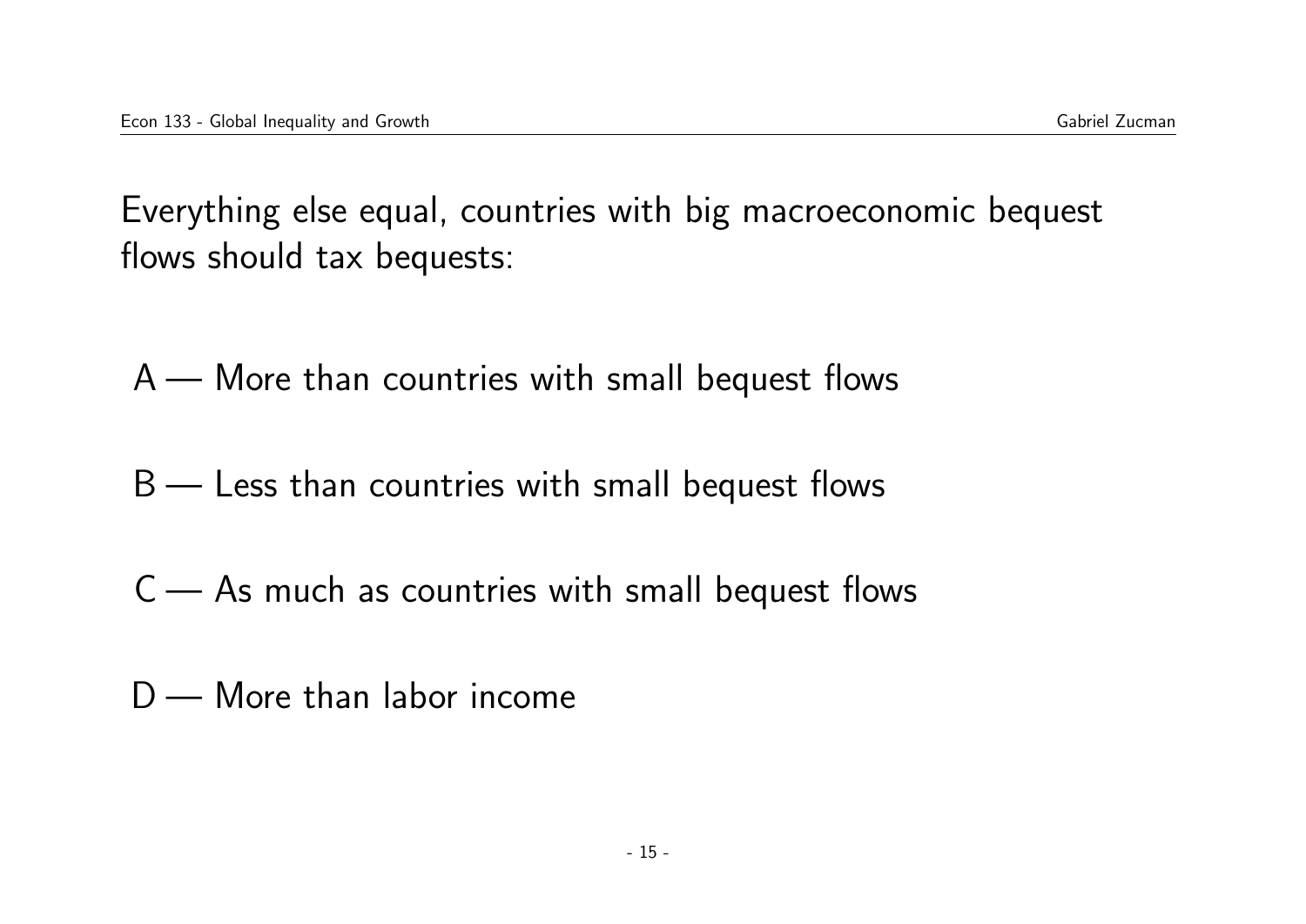Everything else equal, countries with big macroeconomic bequest flows should tax bequests:

A — More than countries with small bequest flows

B — Less than countries with small bequest flows

C — As much as countries with small bequest flows

D — More than labor income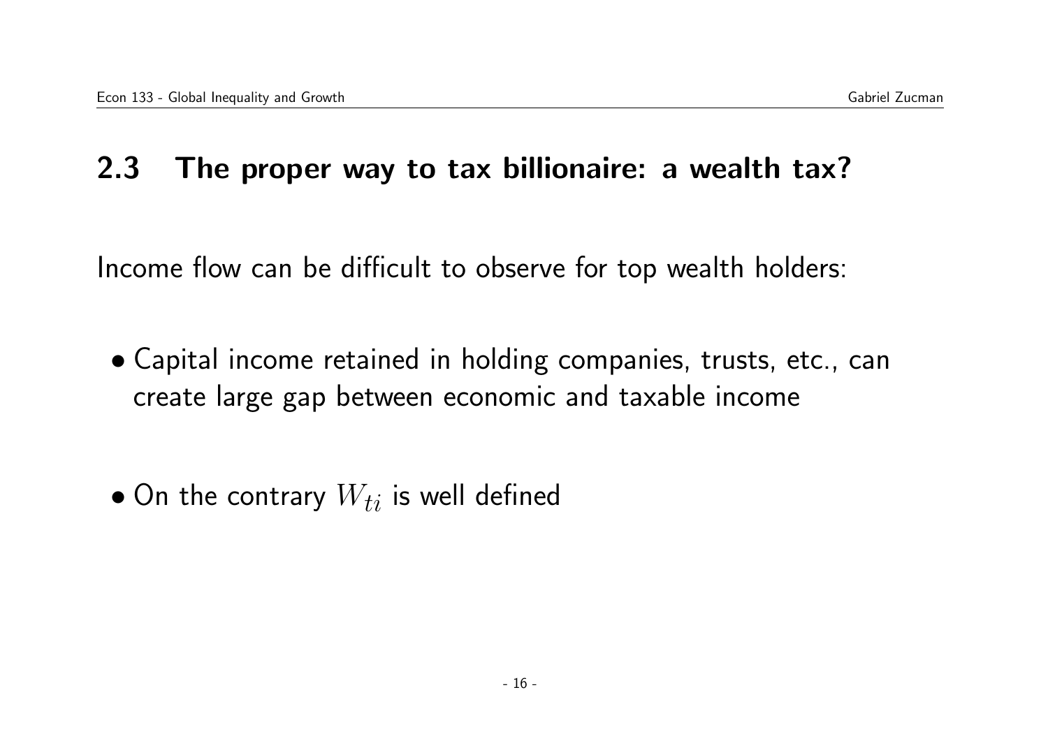## 2.3 The proper way to tax billionaire: a wealth tax?

Income flow can be difficult to observe for top wealth holders:

- Capital income retained in holding companies, trusts, etc., can create large gap between economic and taxable income

- On the contrary $W_{ti}$ is well defined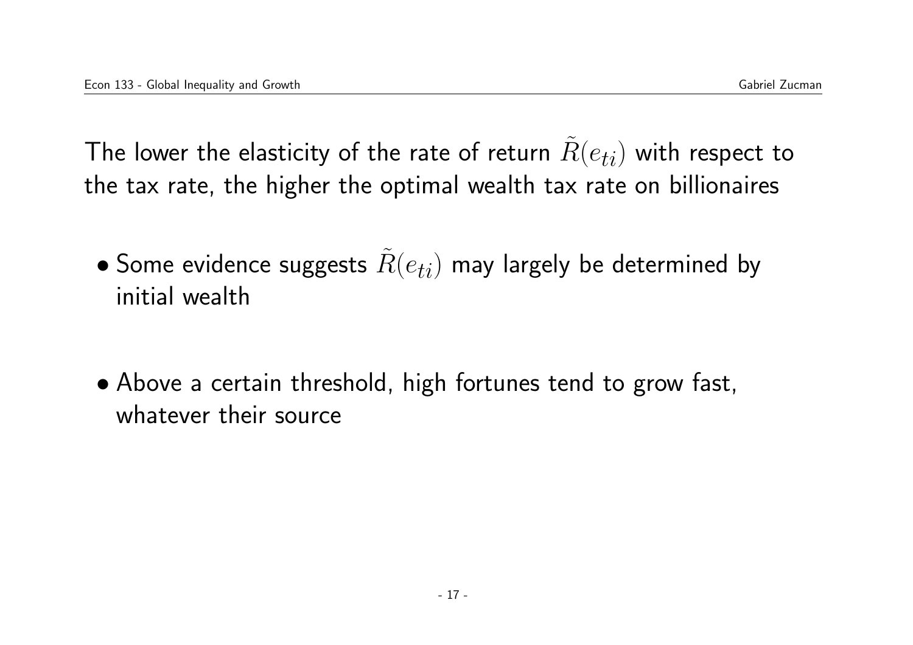The lower the elasticity of the rate of return $\tilde{R}(e_{ti})$ with respect to the tax rate, the higher the optimal wealth tax rate on billionaires

- Some evidence suggests $\tilde{R}(e_{ti})$ may largely be determined by initial wealth

- Above a certain threshold, high fortunes tend to grow fast, whatever their source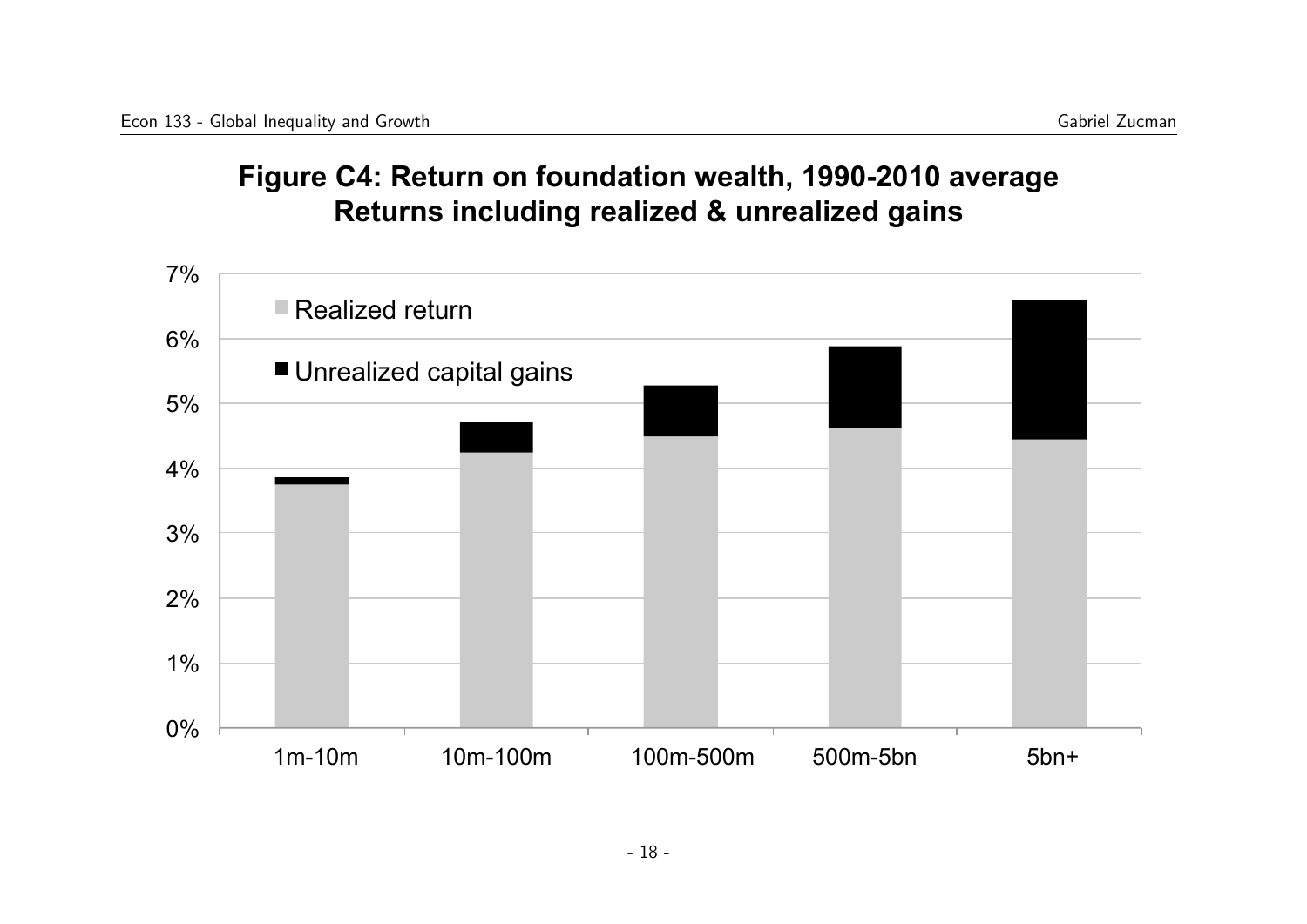# Figure C4: Return on foundation wealth, 1990-2010 average
## Returns including realized & unrealized gains

7%

6%

5%

4%

3%

2%

1%

0%

Realized return

Unrealized capital gains

1m-10m

10m-100m

100m-500m

500m-5bn

5bn+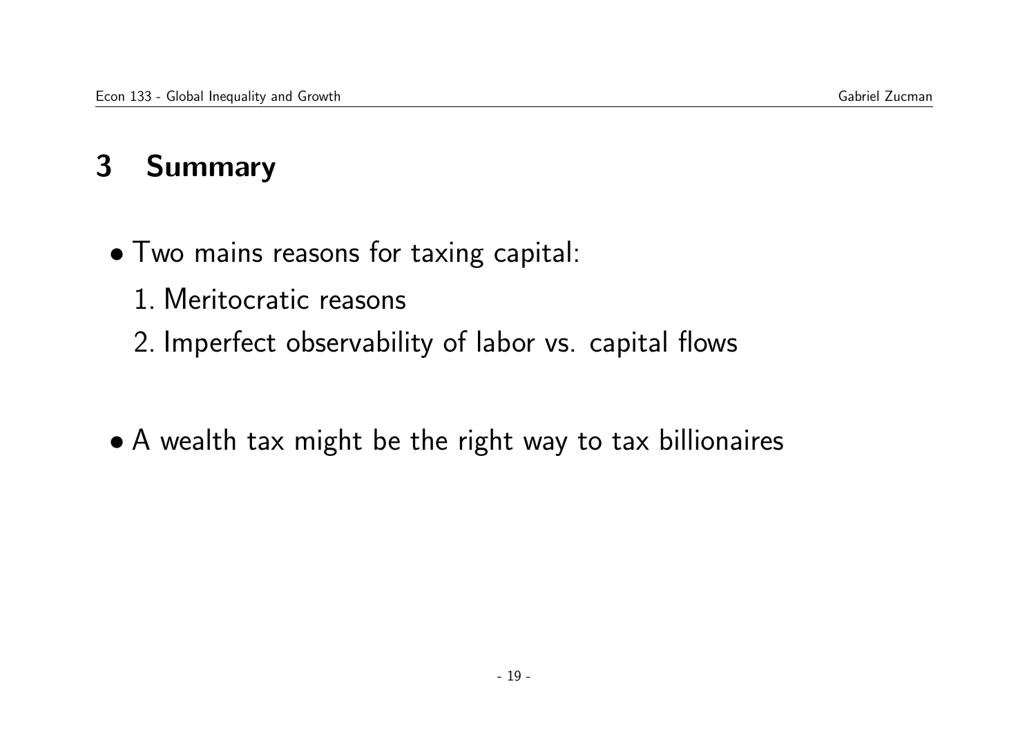## 3 Summary

- Two mains reasons for taxing capital:
  1. Meritocratic reasons
  2. Imperfect observability of labor vs. capital flows

- A wealth tax might be the right way to tax billionaires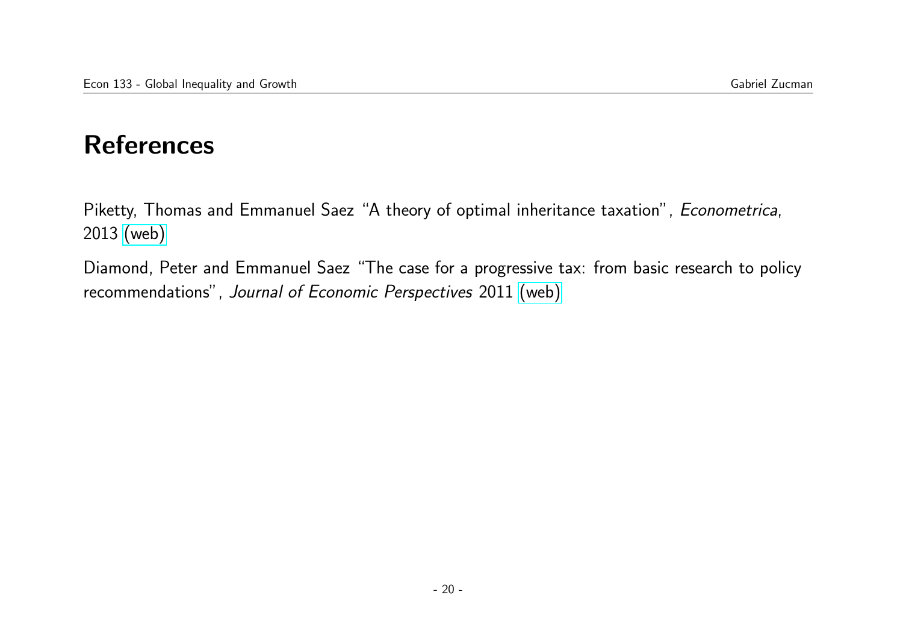# References

Piketty, Thomas and Emmanuel Saez "A theory of optimal inheritance taxation", *Econometrica*, 2013 (web)

Diamond, Peter and Emmanuel Saez "The case for a progressive tax: from basic research to policy recommendations", *Journal of Economic Perspectives* 2011 (web)